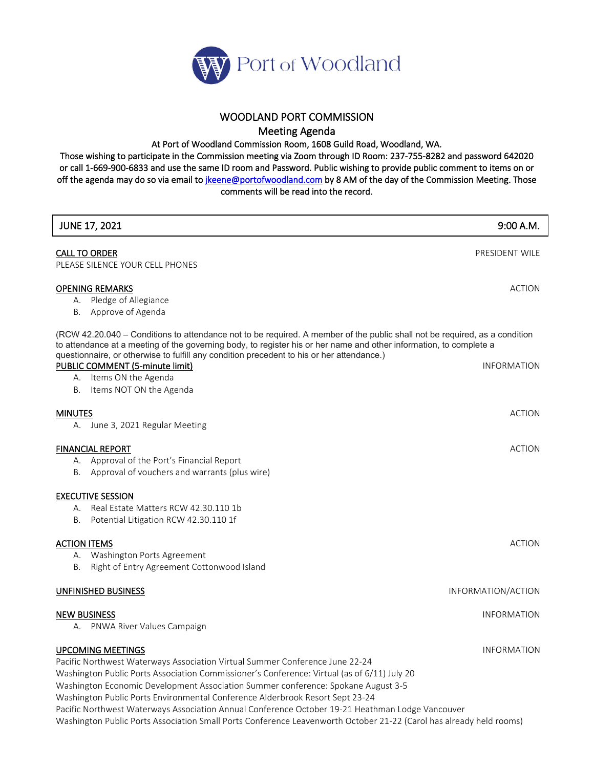Port of Woodland

# WOODLAND PORT COMMISSION

## Meeting Agenda

At Port of Woodland Commission Room, 1608 Guild Road, Woodland, WA.

Those wishing to participate in the Commission meeting via Zoom through ID Room: 237-755-8282 and password 642020 or call 1-669-900-6833 and use the same ID room and Password. Public wishing to provide public comment to items on or off the agenda may do so via email to jkeene@portofwoodland.com by 8 AM of the day of the Commission Meeting. Those comments will be read into the record.

| JUNE 17, 2021 | 9:00 A.M. |
|---|---|

**CALL TO ORDER** — PRESIDENT WILE

PLEASE SILENCE YOUR CELL PHONES

**OPENING REMARKS** — ACTION

A. Pledge of Allegiance
B. Approve of Agenda

(RCW 42.20.040 – Conditions to attendance not to be required. A member of the public shall not be required, as a condition to attendance at a meeting of the governing body, to register his or her name and other information, to complete a questionnaire, or otherwise to fulfill any condition precedent to his or her attendance.)

**PUBLIC COMMENT (5-minute limit)** — INFORMATION

A. Items ON the Agenda
B. Items NOT ON the Agenda

**MINUTES** — ACTION

A. June 3, 2021 Regular Meeting

**FINANCIAL REPORT** — ACTION

A. Approval of the Port's Financial Report
B. Approval of vouchers and warrants (plus wire)

**EXECUTIVE SESSION**

A. Real Estate Matters RCW 42.30.110 1b
B. Potential Litigation RCW 42.30.110 1f

**ACTION ITEMS** — ACTION

A. Washington Ports Agreement
B. Right of Entry Agreement Cottonwood Island

**UNFINISHED BUSINESS** — INFORMATION/ACTION

**NEW BUSINESS** — INFORMATION

A. PNWA River Values Campaign

**UPCOMING MEETINGS** — INFORMATION

Pacific Northwest Waterways Association Virtual Summer Conference June 22-24
Washington Public Ports Association Commissioner's Conference: Virtual (as of 6/11) July 20
Washington Economic Development Association Summer conference: Spokane August 3-5
Washington Public Ports Environmental Conference Alderbrook Resort Sept 23-24
Pacific Northwest Waterways Association Annual Conference October 19-21 Heathman Lodge Vancouver
Washington Public Ports Association Small Ports Conference Leavenworth October 21-22 (Carol has already held rooms)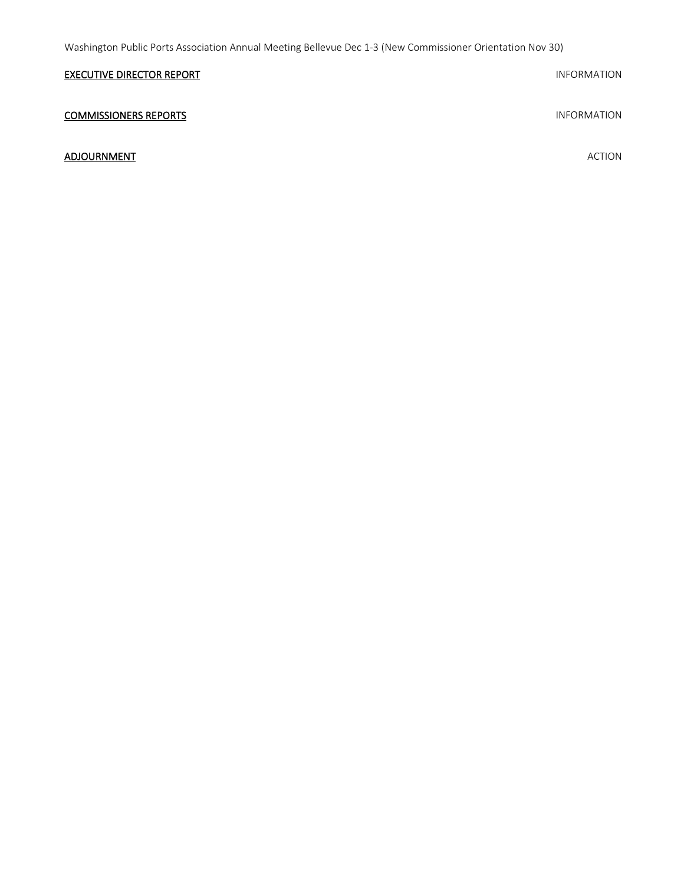Washington Public Ports Association Annual Meeting Bellevue Dec 1-3 (New Commissioner Orientation Nov 30)

<u>**EXECUTIVE DIRECTOR REPORT**</u> INFORMATION

<u>**COMMISSIONERS REPORTS**</u> INFORMATION

<u>**ADJOURNMENT**</u> ACTION